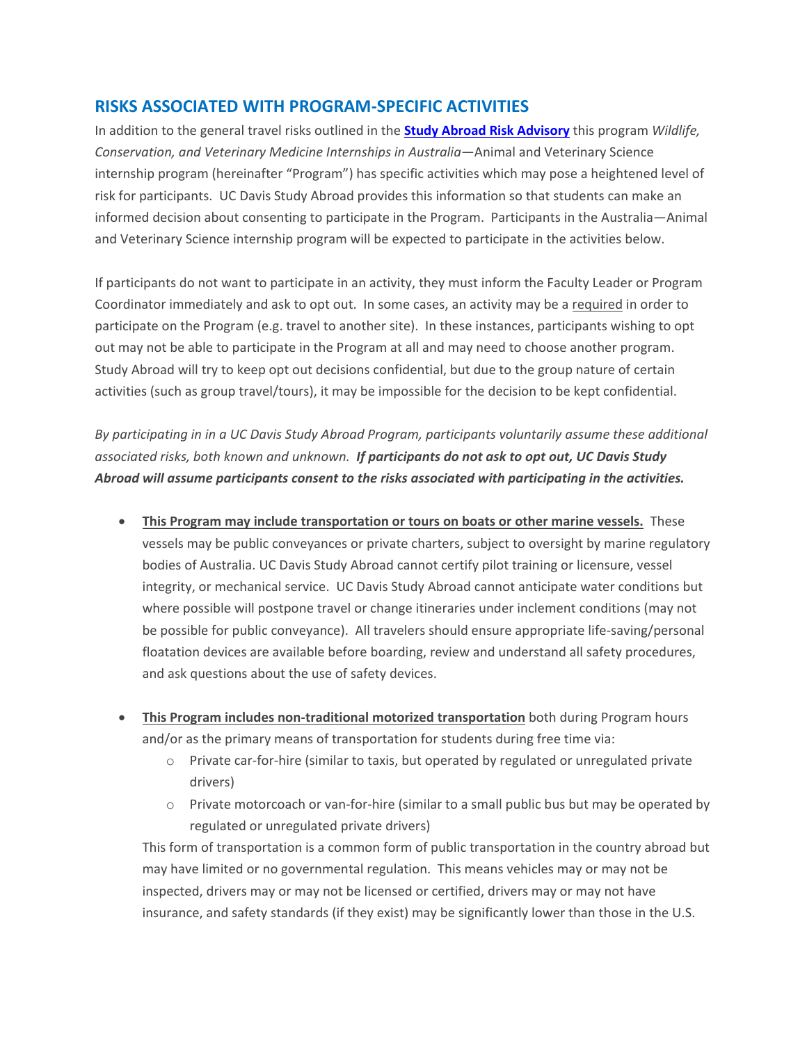## RISKS ASSOCIATED WITH PROGRAM-SPECIFIC ACTIVITIES

In addition to the general travel risks outlined in the **Study Abroad Risk Advisory** this program *Wildlife, Conservation, and Veterinary Medicine Internships in Australia*—Animal and Veterinary Science internship program (hereinafter "Program") has specific activities which may pose a heightened level of risk for participants. UC Davis Study Abroad provides this information so that students can make an informed decision about consenting to participate in the Program. Participants in the Australia—Animal and Veterinary Science internship program will be expected to participate in the activities below.

If participants do not want to participate in an activity, they must inform the Faculty Leader or Program Coordinator immediately and ask to opt out. In some cases, an activity may be a required in order to participate on the Program (e.g. travel to another site). In these instances, participants wishing to opt out may not be able to participate in the Program at all and may need to choose another program. Study Abroad will try to keep opt out decisions confidential, but due to the group nature of certain activities (such as group travel/tours), it may be impossible for the decision to be kept confidential.

*By participating in in a UC Davis Study Abroad Program, participants voluntarily assume these additional associated risks, both known and unknown.* ***If participants do not ask to opt out, UC Davis Study Abroad will assume participants consent to the risks associated with participating in the activities.***

- **This Program may include transportation or tours on boats or other marine vessels.** These vessels may be public conveyances or private charters, subject to oversight by marine regulatory bodies of Australia. UC Davis Study Abroad cannot certify pilot training or licensure, vessel integrity, or mechanical service. UC Davis Study Abroad cannot anticipate water conditions but where possible will postpone travel or change itineraries under inclement conditions (may not be possible for public conveyance). All travelers should ensure appropriate life-saving/personal floatation devices are available before boarding, review and understand all safety procedures, and ask questions about the use of safety devices.

- **This Program includes non-traditional motorized transportation** both during Program hours and/or as the primary means of transportation for students during free time via:
  - Private car-for-hire (similar to taxis, but operated by regulated or unregulated private drivers)
  - Private motorcoach or van-for-hire (similar to a small public bus but may be operated by regulated or unregulated private drivers)

  This form of transportation is a common form of public transportation in the country abroad but may have limited or no governmental regulation. This means vehicles may or may not be inspected, drivers may or may not be licensed or certified, drivers may or may not have insurance, and safety standards (if they exist) may be significantly lower than those in the U.S.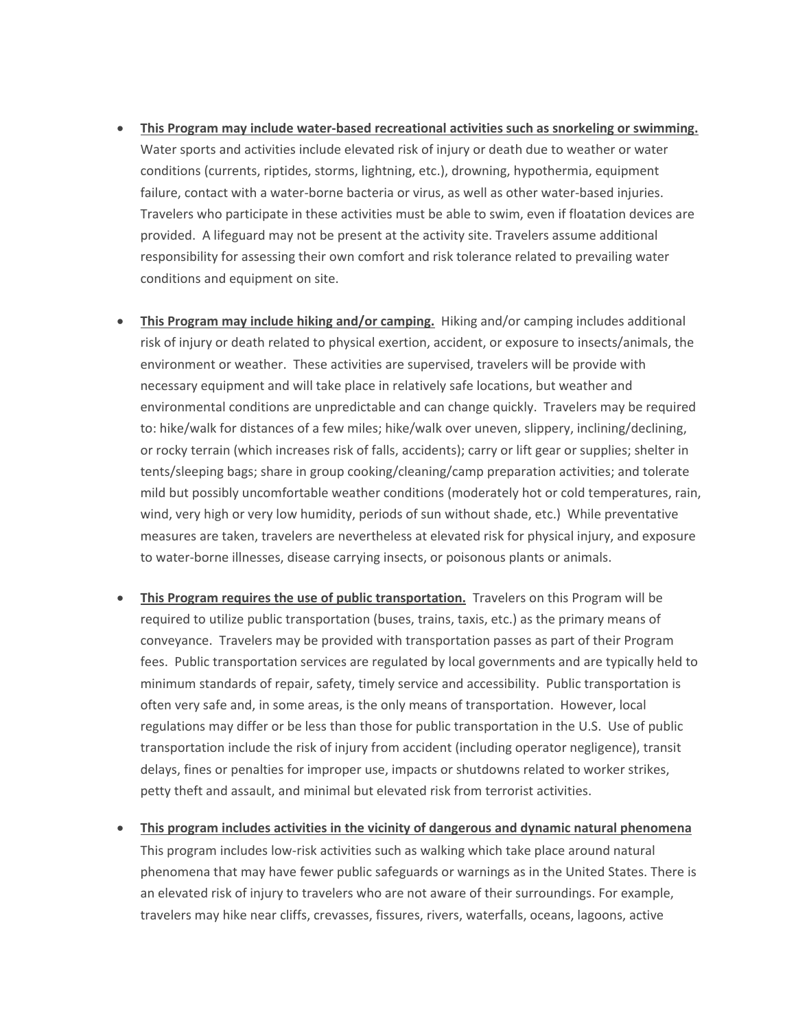- **<u>This Program may include water-based recreational activities such as snorkeling or swimming.</u>** Water sports and activities include elevated risk of injury or death due to weather or water conditions (currents, riptides, storms, lightning, etc.), drowning, hypothermia, equipment failure, contact with a water-borne bacteria or virus, as well as other water-based injuries. Travelers who participate in these activities must be able to swim, even if floatation devices are provided. A lifeguard may not be present at the activity site. Travelers assume additional responsibility for assessing their own comfort and risk tolerance related to prevailing water conditions and equipment on site.

- **<u>This Program may include hiking and/or camping.</u>** Hiking and/or camping includes additional risk of injury or death related to physical exertion, accident, or exposure to insects/animals, the environment or weather. These activities are supervised, travelers will be provide with necessary equipment and will take place in relatively safe locations, but weather and environmental conditions are unpredictable and can change quickly. Travelers may be required to: hike/walk for distances of a few miles; hike/walk over uneven, slippery, inclining/declining, or rocky terrain (which increases risk of falls, accidents); carry or lift gear or supplies; shelter in tents/sleeping bags; share in group cooking/cleaning/camp preparation activities; and tolerate mild but possibly uncomfortable weather conditions (moderately hot or cold temperatures, rain, wind, very high or very low humidity, periods of sun without shade, etc.) While preventative measures are taken, travelers are nevertheless at elevated risk for physical injury, and exposure to water-borne illnesses, disease carrying insects, or poisonous plants or animals.

- **<u>This Program requires the use of public transportation.</u>** Travelers on this Program will be required to utilize public transportation (buses, trains, taxis, etc.) as the primary means of conveyance. Travelers may be provided with transportation passes as part of their Program fees. Public transportation services are regulated by local governments and are typically held to minimum standards of repair, safety, timely service and accessibility. Public transportation is often very safe and, in some areas, is the only means of transportation. However, local regulations may differ or be less than those for public transportation in the U.S. Use of public transportation include the risk of injury from accident (including operator negligence), transit delays, fines or penalties for improper use, impacts or shutdowns related to worker strikes, petty theft and assault, and minimal but elevated risk from terrorist activities.

- **<u>This program includes activities in the vicinity of dangerous and dynamic natural phenomena</u>** This program includes low-risk activities such as walking which take place around natural phenomena that may have fewer public safeguards or warnings as in the United States. There is an elevated risk of injury to travelers who are not aware of their surroundings. For example, travelers may hike near cliffs, crevasses, fissures, rivers, waterfalls, oceans, lagoons, active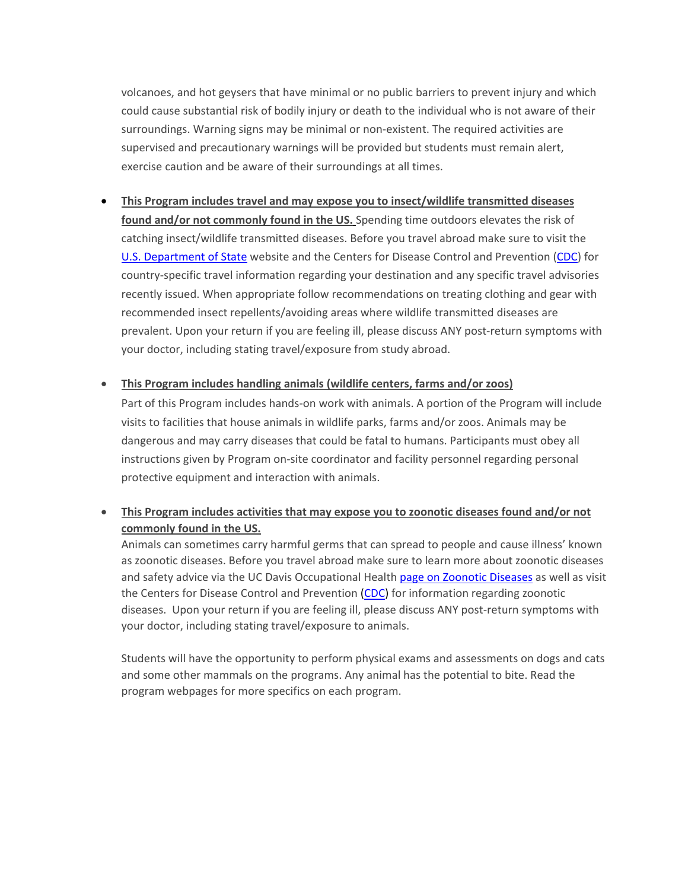volcanoes, and hot geysers that have minimal or no public barriers to prevent injury and which could cause substantial risk of bodily injury or death to the individual who is not aware of their surroundings. Warning signs may be minimal or non-existent. The required activities are supervised and precautionary warnings will be provided but students must remain alert, exercise caution and be aware of their surroundings at all times.

- **This Program includes travel and may expose you to insect/wildlife transmitted diseases found and/or not commonly found in the US.** Spending time outdoors elevates the risk of catching insect/wildlife transmitted diseases. Before you travel abroad make sure to visit the U.S. Department of State website and the Centers for Disease Control and Prevention (CDC) for country-specific travel information regarding your destination and any specific travel advisories recently issued. When appropriate follow recommendations on treating clothing and gear with recommended insect repellents/avoiding areas where wildlife transmitted diseases are prevalent. Upon your return if you are feeling ill, please discuss ANY post-return symptoms with your doctor, including stating travel/exposure from study abroad.

- **This Program includes handling animals (wildlife centers, farms and/or zoos)**
  Part of this Program includes hands-on work with animals. A portion of the Program will include visits to facilities that house animals in wildlife parks, farms and/or zoos. Animals may be dangerous and may carry diseases that could be fatal to humans. Participants must obey all instructions given by Program on-site coordinator and facility personnel regarding personal protective equipment and interaction with animals.

- **This Program includes activities that may expose you to zoonotic diseases found and/or not commonly found in the US.**
  Animals can sometimes carry harmful germs that can spread to people and cause illness' known as zoonotic diseases. Before you travel abroad make sure to learn more about zoonotic diseases and safety advice via the UC Davis Occupational Health page on Zoonotic Diseases as well as visit the Centers for Disease Control and Prevention (CDC) for information regarding zoonotic diseases. Upon your return if you are feeling ill, please discuss ANY post-return symptoms with your doctor, including stating travel/exposure to animals.

  Students will have the opportunity to perform physical exams and assessments on dogs and cats and some other mammals on the programs. Any animal has the potential to bite. Read the program webpages for more specifics on each program.